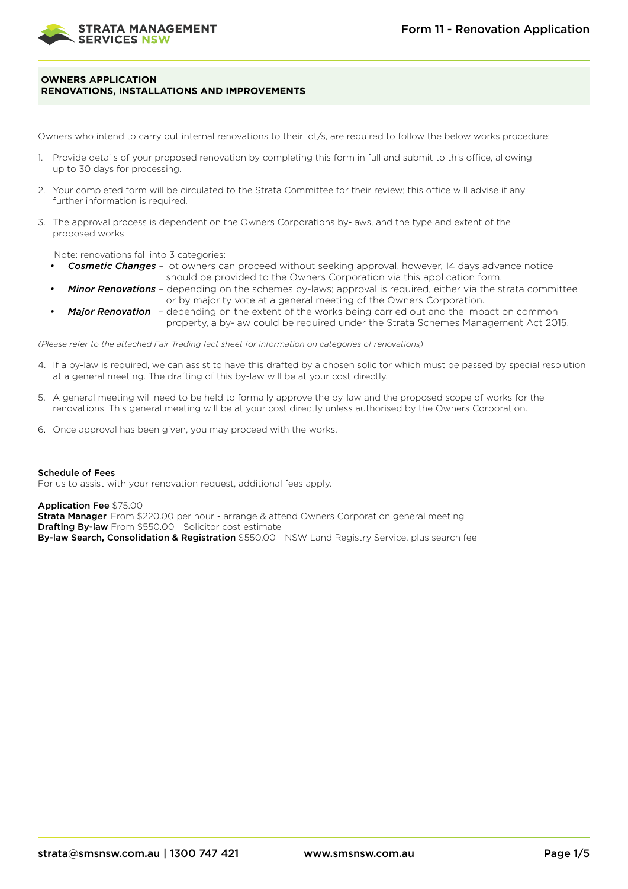# OWNERS APPLICATION
## RENOVATIONS, INSTALLATIONS AND IMPROVEMENTS

Owners who intend to carry out internal renovations to their lot/s, are required to follow the below works procedure:

1. Provide details of your proposed renovation by completing this form in full and submit to this office, allowing up to 30 days for processing.
2. Your completed form will be circulated to the Strata Committee for their review; this office will advise if any further information is required.
3. The approval process is dependent on the Owners Corporations by-laws, and the type and extent of the proposed works.

   Note: renovations fall into 3 categories:
   - ***Cosmetic Changes*** – lot owners can proceed without seeking approval, however, 14 days advance notice should be provided to the Owners Corporation via this application form.
   - ***Minor Renovations*** – depending on the schemes by-laws; approval is required, either via the strata committee or by majority vote at a general meeting of the Owners Corporation.
   - ***Major Renovation*** – depending on the extent of the works being carried out and the impact on common property, a by-law could be required under the Strata Schemes Management Act 2015.

*(Please refer to the attached Fair Trading fact sheet for information on categories of renovations)*

4. If a by-law is required, we can assist to have this drafted by a chosen solicitor which must be passed by special resolution at a general meeting. The drafting of this by-law will be at your cost directly.
5. A general meeting will need to be held to formally approve the by-law and the proposed scope of works for the renovations. This general meeting will be at your cost directly unless authorised by the Owners Corporation.
6. Once approval has been given, you may proceed with the works.

**Schedule of Fees**
For us to assist with your renovation request, additional fees apply.

**Application Fee** $75.00
**Strata Manager** From $220.00 per hour - arrange & attend Owners Corporation general meeting
**Drafting By-law** From $550.00 - Solicitor cost estimate
**By-law Search, Consolidation & Registration** $550.00 - NSW Land Registry Service, plus search fee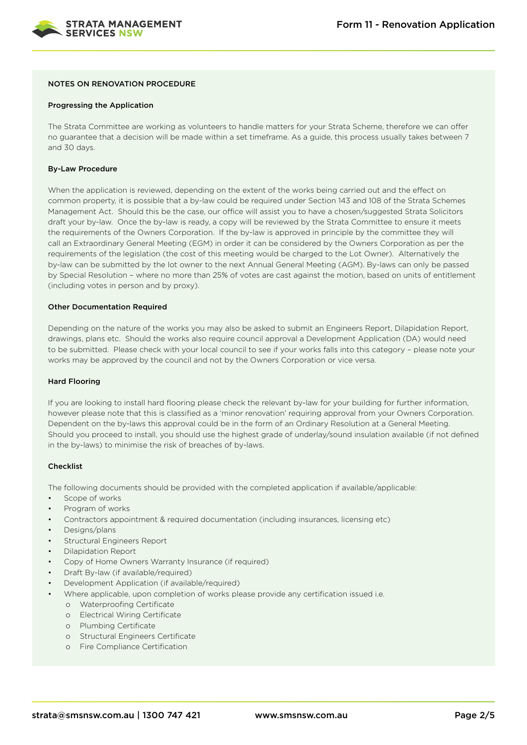## NOTES ON RENOVATION PROCEDURE

### Progressing the Application

The Strata Committee are working as volunteers to handle matters for your Strata Scheme, therefore we can offer no guarantee that a decision will be made within a set timeframe. As a guide, this process usually takes between 7 and 30 days.

### By-Law Procedure

When the application is reviewed, depending on the extent of the works being carried out and the effect on common property, it is possible that a by-law could be required under Section 143 and 108 of the Strata Schemes Management Act. Should this be the case, our office will assist you to have a chosen/suggested Strata Solicitors draft your by-law. Once the by-law is ready, a copy will be reviewed by the Strata Committee to ensure it meets the requirements of the Owners Corporation. If the by-law is approved in principle by the committee they will call an Extraordinary General Meeting (EGM) in order it can be considered by the Owners Corporation as per the requirements of the legislation (the cost of this meeting would be charged to the Lot Owner). Alternatively the by-law can be submitted by the lot owner to the next Annual General Meeting (AGM). By-laws can only be passed by Special Resolution – where no more than 25% of votes are cast against the motion, based on units of entitlement (including votes in person and by proxy).

### Other Documentation Required

Depending on the nature of the works you may also be asked to submit an Engineers Report, Dilapidation Report, drawings, plans etc. Should the works also require council approval a Development Application (DA) would need to be submitted. Please check with your local council to see if your works falls into this category – please note your works may be approved by the council and not by the Owners Corporation or vice versa.

### Hard Flooring

If you are looking to install hard flooring please check the relevant by-law for your building for further information, however please note that this is classified as a 'minor renovation' requiring approval from your Owners Corporation. Dependent on the by-laws this approval could be in the form of an Ordinary Resolution at a General Meeting. Should you proceed to install, you should use the highest grade of underlay/sound insulation available (if not defined in the by-laws) to minimise the risk of breaches of by-laws.

### Checklist

The following documents should be provided with the completed application if available/applicable:

- Scope of works
- Program of works
- Contractors appointment & required documentation (including insurances, licensing etc)
- Designs/plans
- Structural Engineers Report
- Dilapidation Report
- Copy of Home Owners Warranty Insurance (if required)
- Draft By-law (if available/required)
- Development Application (if available/required)
- Where applicable, upon completion of works please provide any certification issued i.e.
    - Waterproofing Certificate
    - Electrical Wiring Certificate
    - Plumbing Certificate
    - Structural Engineers Certificate
    - Fire Compliance Certification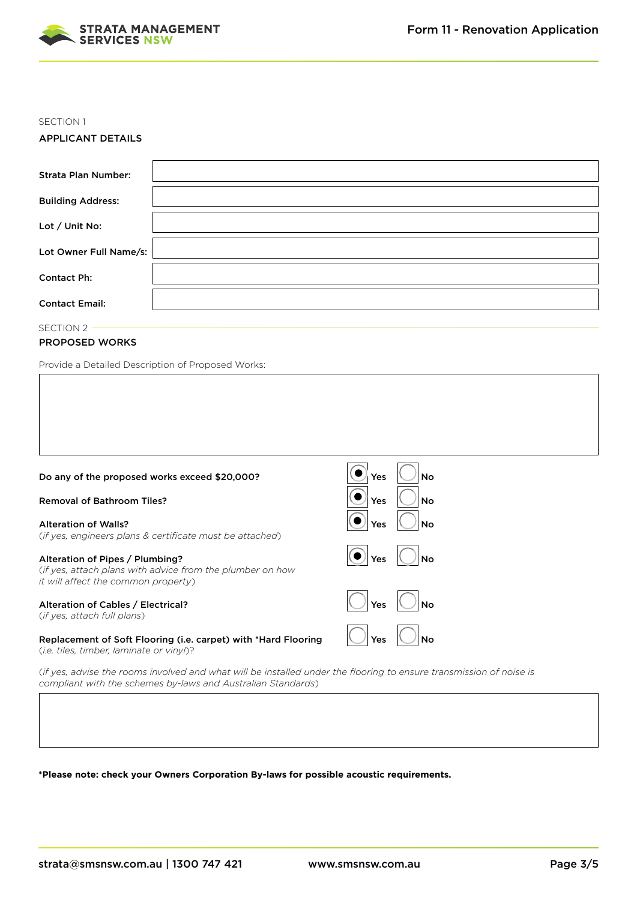SECTION 1

## APPLICANT DETAILS

| | |
|---|---|
| **Strata Plan Number:** | |
| **Building Address:** | |
| **Lot / Unit No:** | |
| **Lot Owner Full Name/s:** | |
| **Contact Ph:** | |
| **Contact Email:** | |

SECTION 2

## PROPOSED WORKS

Provide a Detailed Description of Proposed Works:

| |
|---|
| |

| | | |
|---|---|---|
| **Do any of the proposed works exceed $20,000?** | ◉ Yes | ○ No |
| **Removal of Bathroom Tiles?** | ◉ Yes | ○ No |
| **Alteration of Walls?** (*if yes, engineers plans & certificate must be attached*) | ◉ Yes | ○ No |
| **Alteration of Pipes / Plumbing?** (*if yes, attach plans with advice from the plumber on how it will affect the common property*) | ◉ Yes | ○ No |
| **Alteration of Cables / Electrical?** (*if yes, attach full plans*) | ○ Yes | ○ No |
| **Replacement of Soft Flooring (i.e. carpet) with *Hard Flooring** (*i.e. tiles, timber, laminate or vinyl*)? | ○ Yes | ○ No |

(*if yes, advise the rooms involved and what will be installed under the flooring to ensure transmission of noise is compliant with the schemes by-laws and Australian Standards*)

| |
|---|
| |

***Please note: check your Owners Corporation By-laws for possible acoustic requirements.**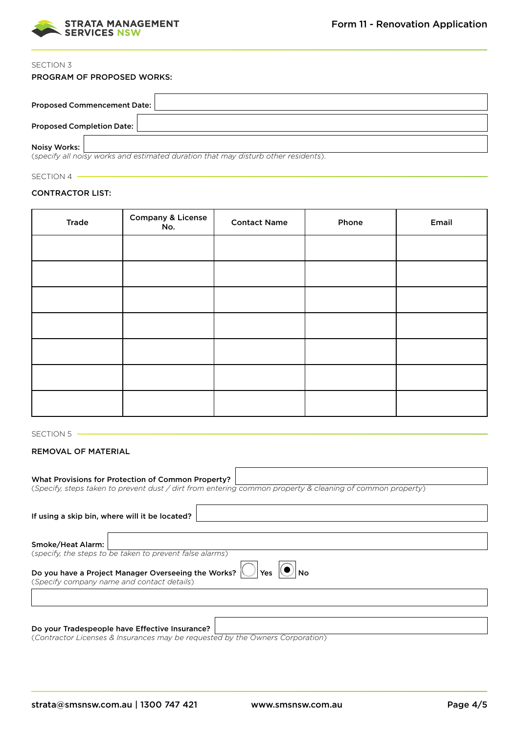SECTION 3

## PROGRAM OF PROPOSED WORKS:

**Proposed Commencement Date:**

**Proposed Completion Date:**

**Noisy Works:**

*(specify all noisy works and estimated duration that may disturb other residents).*

SECTION 4

## CONTRACTOR LIST:

| Trade | Company & License No. | Contact Name | Phone | Email |
|---|---|---|---|---|
| | | | | |
| | | | | |
| | | | | |
| | | | | |
| | | | | |
| | | | | |
| | | | | |

SECTION 5

## REMOVAL OF MATERIAL

**What Provisions for Protection of Common Property?**

*(Specify, steps taken to prevent dust / dirt from entering common property & cleaning of common property)*

**If using a skip bin, where will it be located?**

**Smoke/Heat Alarm:**

*(specify, the steps to be taken to prevent false alarms)*

**Do you have a Project Manager Overseeing the Works?** ○ Yes ◉ No

*(Specify company name and contact details)*

**Do your Tradespeople have Effective Insurance?**

*(Contractor Licenses & Insurances may be requested by the Owners Corporation)*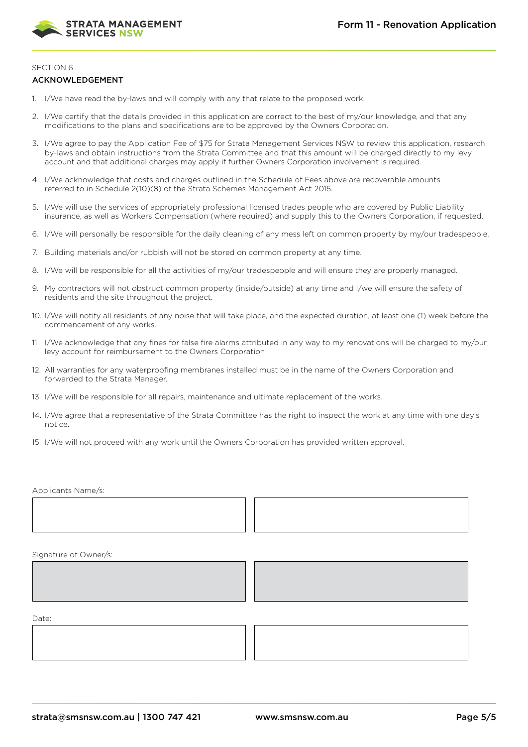SECTION 6

## ACKNOWLEDGEMENT

1. I/We have read the by-laws and will comply with any that relate to the proposed work.
2. I/We certify that the details provided in this application are correct to the best of my/our knowledge, and that any modifications to the plans and specifications are to be approved by the Owners Corporation.
3. I/We agree to pay the Application Fee of $75 for Strata Management Services NSW to review this application, research by-laws and obtain instructions from the Strata Committee and that this amount will be charged directly to my levy account and that additional charges may apply if further Owners Corporation involvement is required.
4. I/We acknowledge that costs and charges outlined in the Schedule of Fees above are recoverable amounts referred to in Schedule 2(10)(8) of the Strata Schemes Management Act 2015.
5. I/We will use the services of appropriately professional licensed trades people who are covered by Public Liability insurance, as well as Workers Compensation (where required) and supply this to the Owners Corporation, if requested.
6. I/We will personally be responsible for the daily cleaning of any mess left on common property by my/our tradespeople.
7. Building materials and/or rubbish will not be stored on common property at any time.
8. I/We will be responsible for all the activities of my/our tradespeople and will ensure they are properly managed.
9. My contractors will not obstruct common property (inside/outside) at any time and I/we will ensure the safety of residents and the site throughout the project.
10. I/We will notify all residents of any noise that will take place, and the expected duration, at least one (1) week before the commencement of any works.
11. I/We acknowledge that any fines for false fire alarms attributed in any way to my renovations will be charged to my/our levy account for reimbursement to the Owners Corporation
12. All warranties for any waterproofing membranes installed must be in the name of the Owners Corporation and forwarded to the Strata Manager.
13. I/We will be responsible for all repairs, maintenance and ultimate replacement of the works.
14. I/We agree that a representative of the Strata Committee has the right to inspect the work at any time with one day's notice.
15. I/We will not proceed with any work until the Owners Corporation has provided written approval.

Applicants Name/s:

| | |
|---|---|
| | |

Signature of Owner/s:

| | |
|---|---|
| | |

Date:

| | |
|---|---|
| | |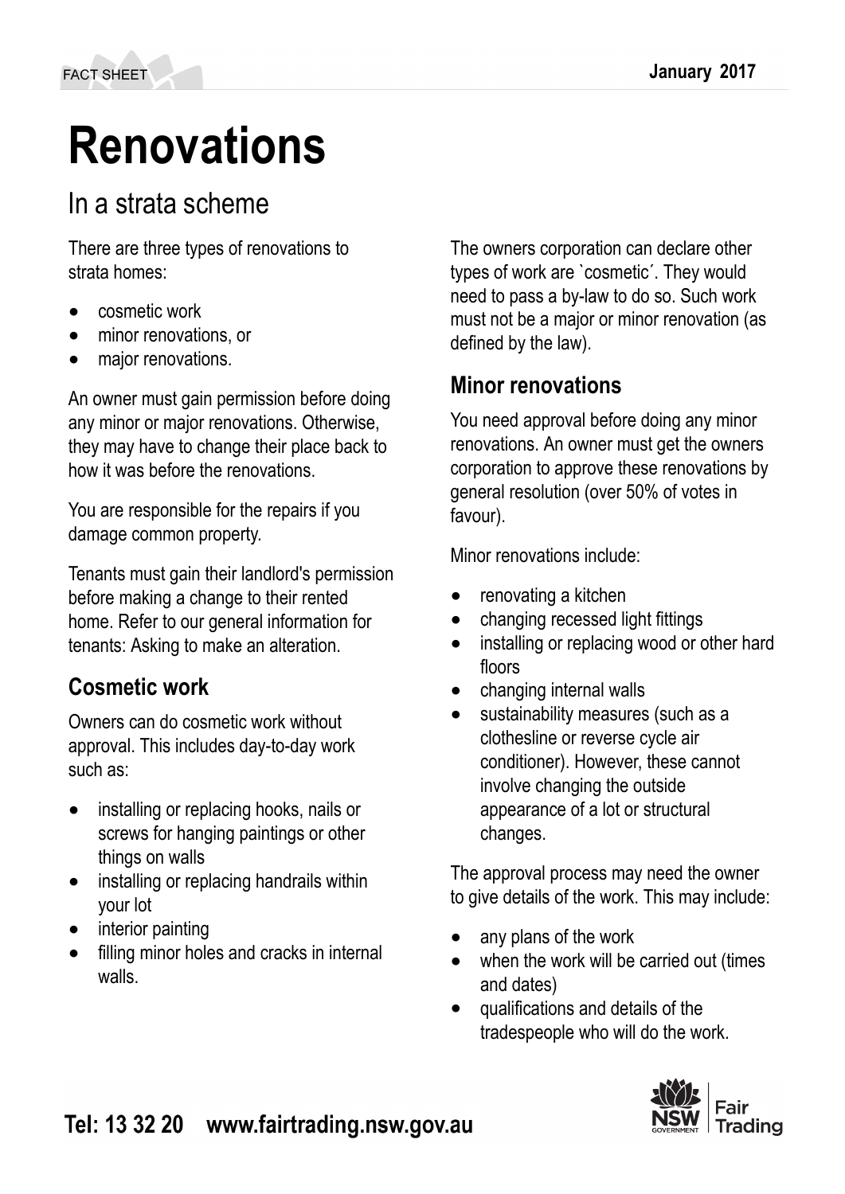# Renovations

## In a strata scheme

There are three types of renovations to strata homes:

- cosmetic work
- minor renovations, or
- major renovations.

An owner must gain permission before doing any minor or major renovations. Otherwise, they may have to change their place back to how it was before the renovations.

You are responsible for the repairs if you damage common property.

Tenants must gain their landlord's permission before making a change to their rented home. Refer to our general information for tenants: Asking to make an alteration.

### Cosmetic work

Owners can do cosmetic work without approval. This includes day-to-day work such as:

- installing or replacing hooks, nails or screws for hanging paintings or other things on walls
- installing or replacing handrails within your lot
- interior painting
- filling minor holes and cracks in internal walls.

The owners corporation can declare other types of work are `cosmetic´. They would need to pass a by-law to do so. Such work must not be a major or minor renovation (as defined by the law).

### Minor renovations

You need approval before doing any minor renovations. An owner must get the owners corporation to approve these renovations by general resolution (over 50% of votes in favour).

Minor renovations include:

- renovating a kitchen
- changing recessed light fittings
- installing or replacing wood or other hard floors
- changing internal walls
- sustainability measures (such as a clothesline or reverse cycle air conditioner). However, these cannot involve changing the outside appearance of a lot or structural changes.

The approval process may need the owner to give details of the work. This may include:

- any plans of the work
- when the work will be carried out (times and dates)
- qualifications and details of the tradespeople who will do the work.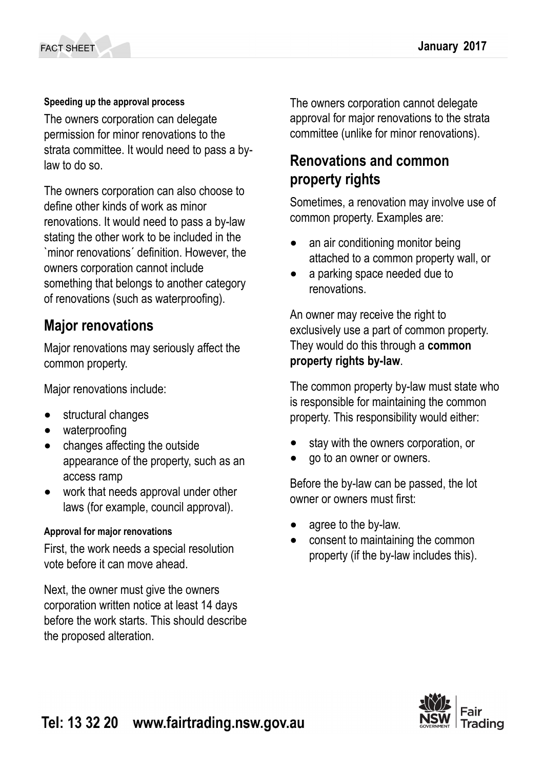#### Speeding up the approval process

The owners corporation can delegate permission for minor renovations to the strata committee. It would need to pass a by-law to do so.

The owners corporation can also choose to define other kinds of work as minor renovations. It would need to pass a by-law stating the other work to be included in the `minor renovations´ definition. However, the owners corporation cannot include something that belongs to another category of renovations (such as waterproofing).

## Major renovations

Major renovations may seriously affect the common property.

Major renovations include:

- structural changes
- waterproofing
- changes affecting the outside appearance of the property, such as an access ramp
- work that needs approval under other laws (for example, council approval).

#### Approval for major renovations

First, the work needs a special resolution vote before it can move ahead.

Next, the owner must give the owners corporation written notice at least 14 days before the work starts. This should describe the proposed alteration.

The owners corporation cannot delegate approval for major renovations to the strata committee (unlike for minor renovations).

## Renovations and common property rights

Sometimes, a renovation may involve use of common property. Examples are:

- an air conditioning monitor being attached to a common property wall, or
- a parking space needed due to renovations.

An owner may receive the right to exclusively use a part of common property. They would do this through a **common property rights by-law**.

The common property by-law must state who is responsible for maintaining the common property. This responsibility would either:

- stay with the owners corporation, or
- go to an owner or owners.

Before the by-law can be passed, the lot owner or owners must first:

- agree to the by-law.
- consent to maintaining the common property (if the by-law includes this).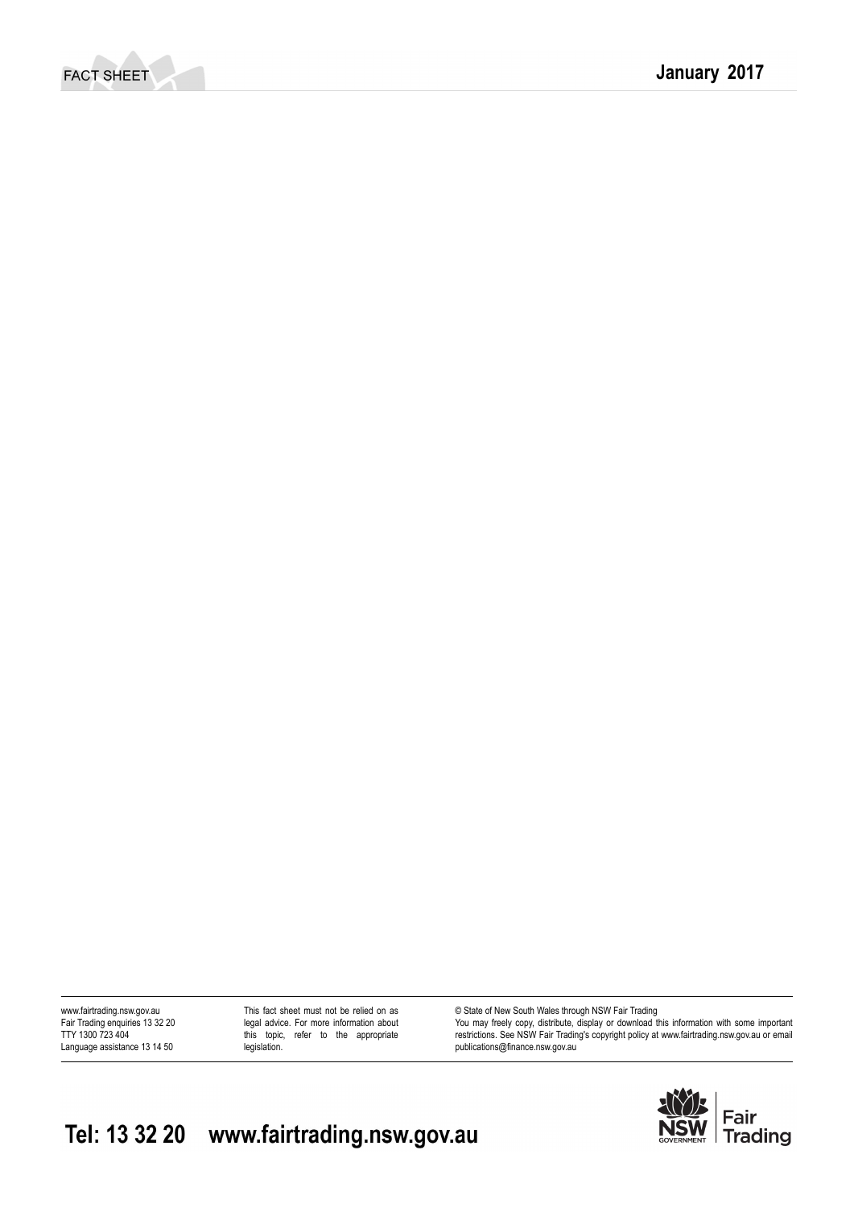www.fairtrading.nsw.gov.au
Fair Trading enquiries 13 32 20
TTY 1300 723 404
Language assistance 13 14 50

This fact sheet must not be relied on as legal advice. For more information about this topic, refer to the appropriate legislation.

© State of New South Wales through NSW Fair Trading
You may freely copy, distribute, display or download this information with some important restrictions. See NSW Fair Trading's copyright policy at www.fairtrading.nsw.gov.au or email publications@finance.nsw.gov.au

**Tel: 13 32 20 www.fairtrading.nsw.gov.au**